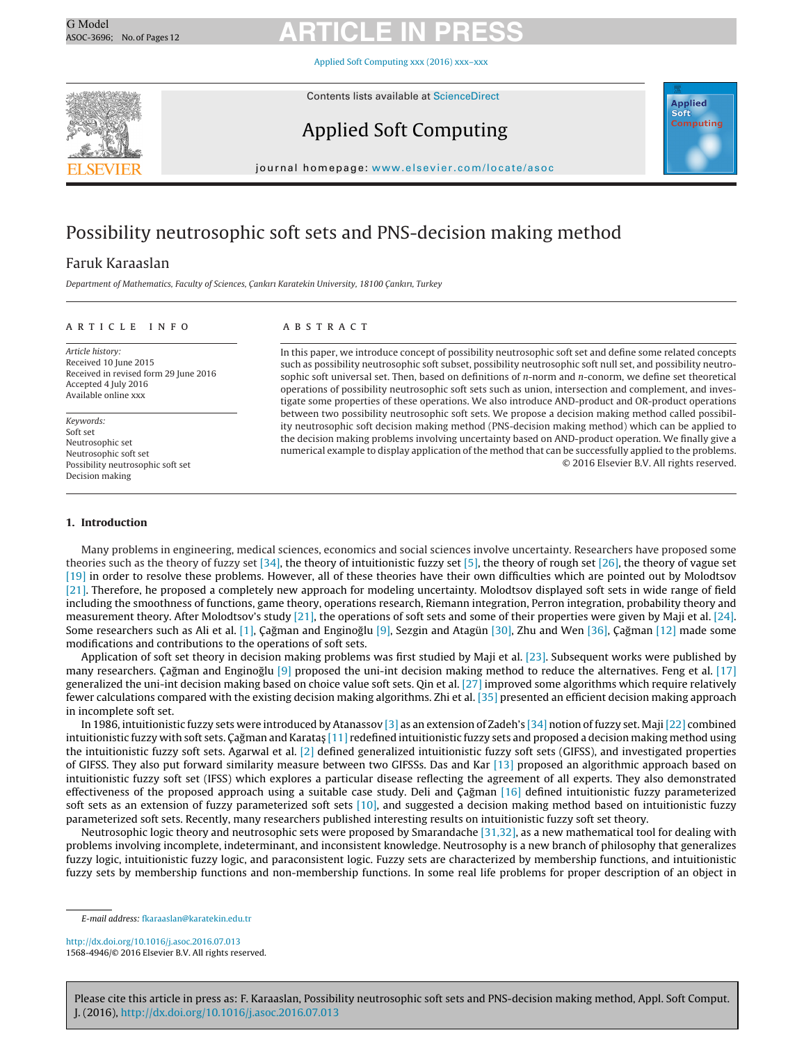# Possibility neutrosophic soft sets and PNS-decision making method

Faruk Karaaslan

*Department of Mathematics, Faculty of Sciences, Çankırı Karatekin University, 18100 Çankırı, Turkey*

## ARTICLE INFO

*Article history:*
Received 10 June 2015
Received in revised form 29 June 2016
Accepted 4 July 2016
Available online xxx

*Keywords:*
Soft set
Neutrosophic set
Neutrosophic soft set
Possibility neutrosophic soft set
Decision making

## ABSTRACT

In this paper, we introduce concept of possibility neutrosophic soft set and define some related concepts such as possibility neutrosophic soft subset, possibility neutrosophic soft null set, and possibility neutrosophic soft universal set. Then, based on definitions of $n$-norm and $n$-conorm, we define set theoretical operations of possibility neutrosophic soft sets such as union, intersection and complement, and investigate some properties of these operations. We also introduce AND-product and OR-product operations between two possibility neutrosophic soft sets. We propose a decision making method called possibility neutrosophic soft decision making method (PNS-decision making method) which can be applied to the decision making problems involving uncertainty based on AND-product operation. We finally give a numerical example to display application of the method that can be successfully applied to the problems.

© 2016 Elsevier B.V. All rights reserved.

## 1. Introduction

Many problems in engineering, medical sciences, economics and social sciences involve uncertainty. Researchers have proposed some theories such as the theory of fuzzy set [34], the theory of intuitionistic fuzzy set [5], the theory of rough set [26], the theory of vague set [19] in order to resolve these problems. However, all of these theories have their own difficulties which are pointed out by Molodtsov [21]. Therefore, he proposed a completely new approach for modeling uncertainty. Molodtsov displayed soft sets in wide range of field including the smoothness of functions, game theory, operations research, Riemann integration, Perron integration, probability theory and measurement theory. After Molodtsov's study [21], the operations of soft sets and some of their properties were given by Maji et al. [24]. Some researchers such as Ali et al. [1], Çağman and Enginoğlu [9], Sezgin and Atagün [30], Zhu and Wen [36], Çağman [12] made some modifications and contributions to the operations of soft sets.

Application of soft set theory in decision making problems was first studied by Maji et al. [23]. Subsequent works were published by many researchers. Çağman and Enginoğlu [9] proposed the uni-int decision making method to reduce the alternatives. Feng et al. [17] generalized the uni-int decision making based on choice value soft sets. Qin et al. [27] improved some algorithms which require relatively fewer calculations compared with the existing decision making algorithms. Zhi et al. [35] presented an efficient decision making approach in incomplete soft set.

In 1986, intuitionistic fuzzy sets were introduced by Atanassov [3] as an extension of Zadeh's [34] notion of fuzzy set. Maji [22] combined intuitionistic fuzzy with soft sets. Çağman and Karataş [11] redefined intuitionistic fuzzy sets and proposed a decision making method using the intuitionistic fuzzy soft sets. Agarwal et al. [2] defined generalized intuitionistic fuzzy soft sets (GIFSS), and investigated properties of GIFSS. They also put forward similarity measure between two GIFSSs. Das and Kar [13] proposed an algorithmic approach based on intuitionistic fuzzy soft set (IFSS) which explores a particular disease reflecting the agreement of all experts. They also demonstrated effectiveness of the proposed approach using a suitable case study. Deli and Çağman [16] defined intuitionistic fuzzy parameterized soft sets as an extension of fuzzy parameterized soft sets [10], and suggested a decision making method based on intuitionistic fuzzy parameterized soft sets. Recently, many researchers published interesting results on intuitionistic fuzzy soft set theory.

Neutrosophic logic theory and neutrosophic sets were proposed by Smarandache [31,32], as a new mathematical tool for dealing with problems involving incomplete, indeterminant, and inconsistent knowledge. Neutrosophy is a new branch of philosophy that generalizes fuzzy logic, intuitionistic fuzzy logic, and paraconsistent logic. Fuzzy sets are characterized by membership functions, and intuitionistic fuzzy sets by membership functions and non-membership functions. In some real life problems for proper description of an object in

E-mail address: fkaraaslan@karatekin.edu.tr

http://dx.doi.org/10.1016/j.asoc.2016.07.013
1568-4946/© 2016 Elsevier B.V. All rights reserved.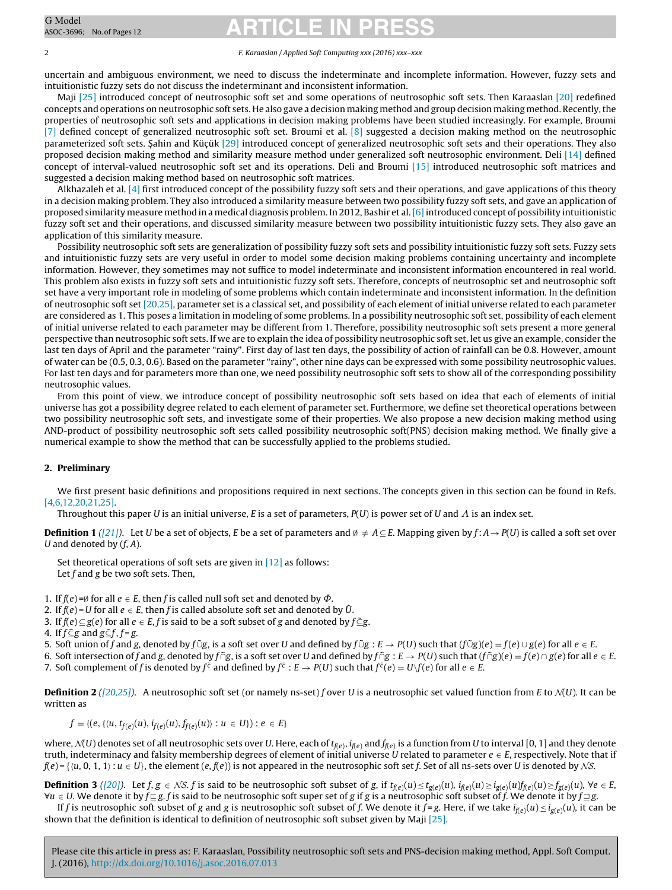uncertain and ambiguous environment, we need to discuss the indeterminate and incomplete information. However, fuzzy sets and intuitionistic fuzzy sets do not discuss the indeterminant and inconsistent information.

Maji [25] introduced concept of neutrosophic soft set and some operations of neutrosophic soft sets. Then Karaaslan [20] redefined concepts and operations on neutrosophic soft sets. He also gave a decision making method and group decision making method. Recently, the properties of neutrosophic soft sets and applications in decision making problems have been studied increasingly. For example, Broumi [7] defined concept of generalized neutrosophic soft set. Broumi et al. [8] suggested a decision making method on the neutrosophic parameterized soft sets. Şahin and Küçük [29] introduced concept of generalized neutrosophic soft sets and their operations. They also proposed decision making method and similarity measure method under generalized soft neutrosophic environment. Deli [14] defined concept of interval-valued neutrosophic soft set and its operations. Deli and Broumi [15] introduced neutrosophic soft matrices and suggested a decision making method based on neutrosophic soft matrices.

Alkhazaleh et al. [4] first introduced concept of the possibility fuzzy soft sets and their operations, and gave applications of this theory in a decision making problem. They also introduced a similarity measure between two possibility fuzzy soft sets, and gave an application of proposed similarity measure method in a medical diagnosis problem. In 2012, Bashir et al. [6] introduced concept of possibility intuitionistic fuzzy soft set and their operations, and discussed similarity measure between two possibility intuitionistic fuzzy sets. They also gave an application of this similarity measure.

Possibility neutrosophic soft sets are generalization of possibility fuzzy soft sets and possibility intuitionistic fuzzy soft sets. Fuzzy sets and intuitionistic fuzzy sets are very useful in order to model some decision making problems containing uncertainty and incomplete information. However, they sometimes may not suffice to model indeterminate and inconsistent information encountered in real world. This problem also exists in fuzzy soft sets and intuitionistic fuzzy soft sets. Therefore, concepts of neutrosophic set and neutrosophic soft set have a very important role in modeling of some problems which contain indeterminate and inconsistent information. In the definition of neutrosophic soft set [20,25], parameter set is a classical set, and possibility of each element of initial universe related to each parameter are considered as 1. This poses a limitation in modeling of some problems. In a possibility neutrosophic soft set, possibility of each element of initial universe related to each parameter may be different from 1. Therefore, possibility neutrosophic soft sets present a more general perspective than neutrosophic soft sets. If we are to explain the idea of possibility neutrosophic soft set, let us give an example, consider the last ten days of April and the parameter "rainy". First day of last ten days, the possibility of action of rainfall can be 0.8. However, amount of water can be (0.5, 0.3, 0.6). Based on the parameter "rainy", other nine days can be expressed with some possibility neutrosophic values. For last ten days and for parameters more than one, we need possibility neutrosophic soft sets to show all of the corresponding possibility neutrosophic values.

From this point of view, we introduce concept of possibility neutrosophic soft sets based on idea that each of elements of initial universe has got a possibility degree related to each element of parameter set. Furthermore, we define set theoretical operations between two possibility neutrosophic soft sets, and investigate some of their properties. We also propose a new decision making method using AND-product of possibility neutrosophic soft sets called possibility neutrosophic soft(PNS) decision making method. We finally give a numerical example to show the method that can be successfully applied to the problems studied.

## 2. Preliminary

We first present basic definitions and propositions required in next sections. The concepts given in this section can be found in Refs. [4,6,12,20,21,25].

Throughout this paper $U$ is an initial universe, $E$ is a set of parameters, $P(U)$ is power set of $U$ and $\Lambda$ is an index set.

**Definition 1** *([21])*. Let $U$ be a set of objects, $E$ be a set of parameters and $\emptyset \neq A \subseteq E$. Mapping given by $f: A \to P(U)$ is called a soft set over $U$ and denoted by $(f, A)$.

Set theoretical operations of soft sets are given in [12] as follows:
Let $f$ and $g$ be two soft sets. Then,

1. If $f(e) = \emptyset$ for all $e \in E$, then $f$ is called null soft set and denoted by $\Phi$.
2. If $f(e) = U$ for all $e \in E$, then $f$ is called absolute soft set and denoted by $\hat{U}$.
3. If $f(e) \subseteq g(e)$ for all $e \in E$, $f$ is said to be a soft subset of $g$ and denoted by $f \tilde{\subseteq} g$.
4. If $f \tilde{\subseteq} g$ and $g \tilde{\subseteq} f$, $f = g$.
5. Soft union of $f$ and $g$, denoted by $f \tilde{\cup} g$, is a soft set over $U$ and defined by $f \tilde{\cup} g : E \to P(U)$ such that $(f \tilde{\cup} g)(e) = f(e) \cup g(e)$ for all $e \in E$.
6. Soft intersection of $f$ and $g$, denoted by $f \tilde{\cap} g$, is a soft set over $U$ and defined by $f \tilde{\cap} g : E \to P(U)$ such that $(f \tilde{\cap} g)(e) = f(e) \cap g(e)$ for all $e \in E$.
7. Soft complement of $f$ is denoted by $f^{\tilde{c}}$ and defined by $f^{\tilde{c}} : E \to P(U)$ such that $f^{\tilde{c}}(e) = U \setminus f(e)$ for all $e \in E$.

**Definition 2** *([20,25])*. A neutrosophic soft set (or namely ns-set) $f$ over $U$ is a neutrosophic set valued function from $E$ to $\mathcal{N}(U)$. It can be written as

$$f = \{(e, \{\langle u, t_{f(e)}(u), i_{f(e)}(u), f_{f(e)}(u)\rangle : u \in U\}) : e \in E\}$$

where, $\mathcal{N}(U)$ denotes set of all neutrosophic sets over $U$. Here, each of $t_{f(e)}$, $i_{f(e)}$ and $f_{f(e)}$ is a function from $U$ to interval $[0, 1]$ and they denote truth, indeterminacy and falsity membership degrees of element of initial universe $U$ related to parameter $e \in E$, respectively. Note that if $f(e) = \{\langle u, 0, 1, 1\rangle : u \in U\}$, the element $(e, f(e))$ is not appeared in the neutrosophic soft set $f$. Set of all ns-sets over $U$ is denoted by $\mathcal{NS}$.

**Definition 3** *([20])*. Let $f, g \in \mathcal{NS}$. $f$ is said to be neutrosophic soft subset of $g$, if $t_{f(e)}(u) \leq t_{g(e)}(u)$, $i_{f(e)}(u) \geq i_{g(e)}(u) f_{f(e)}(u) \geq f_{g(e)}(u)$, $\forall e \in E$, $\forall u \in U$. We denote it by $f \sqsubseteq g$. $f$ is said to be neutrosophic soft super set of $g$ if $g$ is a neutrosophic soft subset of $f$. We denote it by $f \sqsupseteq g$.

If $f$ is neutrosophic soft subset of $g$ and $g$ is neutrosophic soft subset of $f$. We denote it $f = g$. Here, if we take $i_{f(e)}(u) \leq i_{g(e)}(u)$, it can be shown that the definition is identical to definition of neutrosophic soft subset given by Maji [25].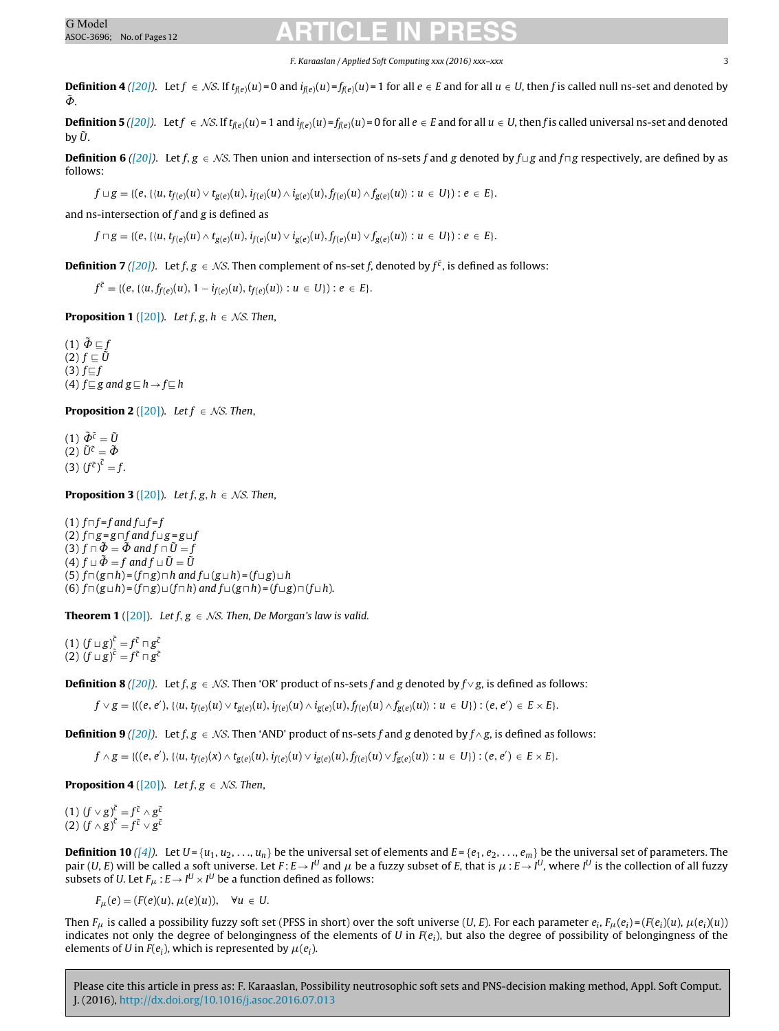**Definition 4** *([20])*. Let $f \in \mathcal{NS}$. If $t_{f(e)}(u) = 0$ and $i_{f(e)}(u) = f_{f(e)}(u) = 1$ for all $e \in E$ and for all $u \in U$, then $f$ is called null ns-set and denoted by $\tilde{\Phi}$.

**Definition 5** *([20])*. Let $f \in \mathcal{NS}$. If $t_{f(e)}(u) = 1$ and $i_{f(e)}(u) = f_{f(e)}(u) = 0$ for all $e \in E$ and for all $u \in U$, then $f$ is called universal ns-set and denoted by $\tilde{U}$.

**Definition 6** *([20])*. Let $f, g \in \mathcal{NS}$. Then union and intersection of ns-sets $f$ and $g$ denoted by $f \sqcup g$ and $f \sqcap g$ respectively, are defined by as follows:

$$f \sqcup g = \{(e, \{\langle u, t_{f(e)}(u) \vee t_{g(e)}(u), i_{f(e)}(u) \wedge i_{g(e)}(u), f_{f(e)}(u) \wedge f_{g(e)}(u)\rangle : u \in U\}) : e \in E\}.$$

and ns-intersection of $f$ and $g$ is defined as

$$f \sqcap g = \{(e, \{\langle u, t_{f(e)}(u) \wedge t_{g(e)}(u), i_{f(e)}(u) \vee i_{g(e)}(u), f_{f(e)}(u) \vee f_{g(e)}(u)\rangle : u \in U\}) : e \in E\}.$$

**Definition 7** *([20])*. Let $f, g \in \mathcal{NS}$. Then complement of ns-set $f$, denoted by $f^{\tilde{c}}$, is defined as follows:

$$f^{\tilde{c}} = \{(e, \{\langle u, f_{f(e)}(u), 1 - i_{f(e)}(u), t_{f(e)}(u)\rangle : u \in U\}) : e \in E\}.$$

**Proposition 1** ([20]). *Let $f, g, h \in \mathcal{NS}$. Then,*

(1) $\tilde{\Phi} \sqsubseteq f$
(2) $f \sqsubseteq \tilde{U}$
(3) $f \sqsubseteq f$
(4) $f \sqsubseteq g$ and $g \sqsubseteq h \rightarrow f \sqsubseteq h$

**Proposition 2** ([20]). *Let $f \in \mathcal{NS}$. Then,*

(1) $\tilde{\Phi}^{\tilde{c}} = \tilde{U}$
(2) $\tilde{U}^{\tilde{c}} = \tilde{\Phi}$
(3) $(f^{\tilde{c}})^{\tilde{c}} = f$.

**Proposition 3** ([20]). *Let $f, g, h \in \mathcal{NS}$. Then,*

(1) $f \sqcap f = f$ and $f \sqcup f = f$
(2) $f \sqcap g = g \sqcap f$ and $f \sqcup g = g \sqcup f$
(3) $f \sqcap \tilde{\Phi} = \tilde{\Phi}$ and $f \sqcap \tilde{U} = f$
(4) $f \sqcup \tilde{\Phi} = f$ and $f \sqcup \tilde{U} = \tilde{U}$
(5) $f \sqcap (g \sqcap h) = (f \sqcap g) \sqcap h$ and $f \sqcup (g \sqcup h) = (f \sqcup g) \sqcup h$
(6) $f \sqcap (g \sqcup h) = (f \sqcap g) \sqcup (f \sqcap h)$ and $f \sqcup (g \sqcap h) = (f \sqcup g) \sqcap (f \sqcup h)$.

**Theorem 1** ([20]). *Let $f, g \in \mathcal{NS}$. Then, De Morgan's law is valid.*

(1) $(f \sqcup g)^{\tilde{c}} = f^{\tilde{c}} \sqcap g^{\tilde{c}}$
(2) $(f \sqcup g)^{\tilde{c}} = f^{\tilde{c}} \sqcap g^{\tilde{c}}$

**Definition 8** *([20])*. Let $f, g \in \mathcal{NS}$. Then 'OR' product of ns-sets $f$ and $g$ denoted by $f \vee g$, is defined as follows:

$$f \vee g = \{((e, e'), \{\langle u, t_{f(e)}(u) \vee t_{g(e)}(u), i_{f(e)}(u) \wedge i_{g(e)}(u), f_{f(e)}(u) \wedge f_{g(e)}(u)\rangle : u \in U\}) : (e, e') \in E \times E\}.$$

**Definition 9** *([20])*. Let $f, g \in \mathcal{NS}$. Then 'AND' product of ns-sets $f$ and $g$ denoted by $f \wedge g$, is defined as follows:

$$f \wedge g = \{((e, e'), \{\langle u, t_{f(e)}(x) \wedge t_{g(e)}(u), i_{f(e)}(u) \vee i_{g(e)}(u), f_{f(e)}(u) \vee f_{g(e)}(u)\rangle : u \in U\}) : (e, e') \in E \times E\}.$$

**Proposition 4** ([20]). *Let $f, g \in \mathcal{NS}$. Then,*

(1) $(f \vee g)^{\tilde{c}} = f^{\tilde{c}} \wedge g^{\tilde{c}}$
(2) $(f \wedge g)^{\tilde{c}} = f^{\tilde{c}} \vee g^{\tilde{c}}$

**Definition 10** *([4])*. Let $U = \{u_1, u_2, \ldots, u_n\}$ be the universal set of elements and $E = \{e_1, e_2, \ldots, e_m\}$ be the universal set of parameters. The pair $(U, E)$ will be called a soft universe. Let $F : E \rightarrow I^U$ and $\mu$ be a fuzzy subset of $E$, that is $\mu : E \rightarrow I^U$, where $I^U$ is the collection of all fuzzy subsets of $U$. Let $F_\mu : E \rightarrow I^U \times I^U$ be a function defined as follows:

$$F_\mu(e) = (F(e)(u), \mu(e)(u)), \quad \forall u \in U.$$

Then $F_\mu$ is called a possibility fuzzy soft set (PFSS in short) over the soft universe $(U, E)$. For each parameter $e_i$, $F_\mu(e_i) = (F(e_i)(u), \mu(e_i)(u))$ indicates not only the degree of belongingness of the elements of $U$ in $F(e_i)$, but also the degree of possibility of belongingness of the elements of $U$ in $F(e_i)$, which is represented by $\mu(e_i)$.

Please cite this article in press as: F. Karaaslan, Possibility neutrosophic soft sets and PNS-decision making method, Appl. Soft Comput. J. (2016), http://dx.doi.org/10.1016/j.asoc.2016.07.013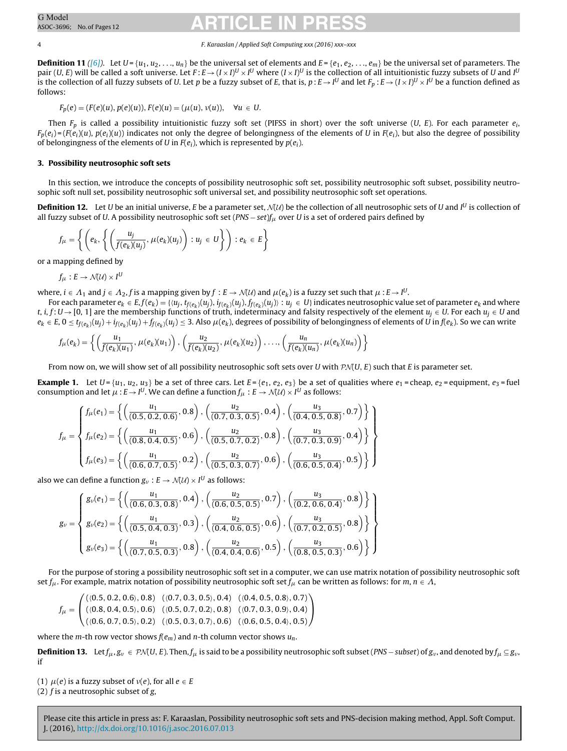**Definition 11** *[6]*. Let $U = \{u_1, u_2, \ldots, u_n\}$ be the universal set of elements and $E = \{e_1, e_2, \ldots, e_m\}$ be the universal set of parameters. The pair $(U, E)$ will be called a soft universe. Let $F: E \to (I \times I)^U \times I^U$ where $(I \times I)^U$ is the collection of all intuitionistic fuzzy subsets of $U$ and $I^U$ is the collection of all fuzzy subsets of $U$. Let $p$ be a fuzzy subset of $E$, that is, $p: E \to I^U$ and let $F_p: E \to (I \times I)^U \times I^U$ be a function defined as follows:

$$F_p(e) = (F(e)(u), p(e)(u)), F(e)(u) = (\mu(u), \nu(u)), \quad \forall u \in U.$$

Then $F_p$ is called a possibility intuitionistic fuzzy soft set (PIFSS in short) over the soft universe $(U, E)$. For each parameter $e_i$, $F_p(e_i) = (F(e_i)(u), p(e_i)(u))$ indicates not only the degree of belongingness of the elements of $U$ in $F(e_i)$, but also the degree of possibility of belongingness of the elements of $U$ in $F(e_i)$, which is represented by $p(e_i)$.

## 3. Possibility neutrosophic soft sets

In this section, we introduce the concepts of possibility neutrosophic soft set, possibility neutrosophic soft subset, possibility neutrosophic soft null set, possibility neutrosophic soft universal set, and possibility neutrosophic soft set operations.

**Definition 12.** Let $U$ be an initial universe, $E$ be a parameter set, $\mathcal{N}(\mathcal{U})$ be the collection of all neutrosophic sets of $U$ and $I^U$ is collection of all fuzzy subset of $U$. A possibility neutrosophic soft set $(PNS-set) f_\mu$ over $U$ is a set of ordered pairs defined by

$$f_\mu = \left\{ \left( e_k, \left\{ \left( \frac{u_j}{f(e_k)(u_j)}, \mu(e_k)(u_j) \right) : u_j \in U \right\} \right) : e_k \in E \right\}$$

or a mapping defined by

$$f_\mu : E \to \mathcal{N}(\mathcal{U}) \times I^U$$

where, $i \in \Lambda_1$ and $j \in \Lambda_2$, $f$ is a mapping given by $f: E \to \mathcal{N}(\mathcal{U})$ and $\mu(e_k)$ is a fuzzy set such that $\mu: E \to I^U$.

For each parameter $e_k \in E, f(e_k) = \{\langle u_j, t_{f(e_k)}(u_j), i_{f(e_k)}(u_j), f_{f(e_k)}(u_j) \rangle : u_j \in U\}$ indicates neutrosophic value set of parameter $e_k$ and where $t, i, f: U \to [0, 1]$ are the membership functions of truth, indeterminacy and falsity respectively of the element $u_j \in U$. For each $u_j \in U$ and $e_k \in E$, $0 \leq t_{f(e_k)}(u_j) + i_{f(e_k)}(u_j) + f_{f(e_k)}(u_j) \leq 3$. Also $\mu(e_k)$, degrees of possibility of belongingness of elements of $U$ in $f(e_k)$. So we can write

$$f_\mu(e_k) = \left\{ \left( \frac{u_1}{f(e_k)(u_1)}, \mu(e_k)(u_1) \right), \left( \frac{u_2}{f(e_k)(u_2)}, \mu(e_k)(u_2) \right), \ldots, \left( \frac{u_n}{f(e_k)(u_n)}, \mu(e_k)(u_n) \right) \right\}$$

From now on, we will show set of all possibility neutrosophic soft sets over $U$ with $\mathcal{PN}(U, E)$ such that $E$ is parameter set.

**Example 1.** Let $U = \{u_1, u_2, u_3\}$ be a set of three cars. Let $E = \{e_1, e_2, e_3\}$ be a set of qualities where $e_1$ = cheap, $e_2$ = equipment, $e_3$ = fuel consumption and let $\mu: E \to I^U$. We can define a function $f_\mu: E \to \mathcal{N}(\mathcal{U}) \times I^U$ as follows:

$$f_\mu = \left\{ \begin{array}{l} f_\mu(e_1) = \left\{ \left( \frac{u_1}{(0.5, 0.2, 0.6)}, 0.8 \right), \left( \frac{u_2}{(0.7, 0.3, 0.5)}, 0.4 \right), \left( \frac{u_3}{(0.4, 0.5, 0.8)}, 0.7 \right) \right\} \\ f_\mu(e_2) = \left\{ \left( \frac{u_1}{(0.8, 0.4, 0.5)}, 0.6 \right), \left( \frac{u_2}{(0.5, 0.7, 0.2)}, 0.8 \right), \left( \frac{u_3}{(0.7, 0.3, 0.9)}, 0.4 \right) \right\} \\ f_\mu(e_3) = \left\{ \left( \frac{u_1}{(0.6, 0.7, 0.5)}, 0.2 \right), \left( \frac{u_2}{(0.5, 0.3, 0.7)}, 0.6 \right), \left( \frac{u_3}{(0.6, 0.5, 0.4)}, 0.5 \right) \right\} \end{array} \right\}$$

also we can define a function $g_\nu: E \to \mathcal{N}(\mathcal{U}) \times I^U$ as follows:

$$g_\nu = \left\{ \begin{array}{l} g_\nu(e_1) = \left\{ \left( \frac{u_1}{(0.6, 0.3, 0.8)}, 0.4 \right), \left( \frac{u_2}{(0.6, 0.5, 0.5)}, 0.7 \right), \left( \frac{u_3}{(0.2, 0.6, 0.4)}, 0.8 \right) \right\} \\ g_\nu(e_2) = \left\{ \left( \frac{u_1}{(0.5, 0.4, 0.3)}, 0.3 \right), \left( \frac{u_2}{(0.4, 0.6, 0.5)}, 0.6 \right), \left( \frac{u_3}{(0.7, 0.2, 0.5)}, 0.8 \right) \right\} \\ g_\nu(e_3) = \left\{ \left( \frac{u_1}{(0.7, 0.5, 0.3)}, 0.8 \right), \left( \frac{u_2}{(0.4, 0.4, 0.6)}, 0.5 \right), \left( \frac{u_3}{(0.8, 0.5, 0.3)}, 0.6 \right) \right\} \end{array} \right\}$$

For the purpose of storing a possibility neutrosophic soft set in a computer, we can use matrix notation of possibility neutrosophic soft set $f_\mu$. For example, matrix notation of possibility neutrosophic soft set $f_\mu$ can be written as follows: for $m, n \in \Lambda$,

$$f_\mu = \begin{pmatrix} (\langle 0.5, 0.2, 0.6 \rangle, 0.8) & (\langle 0.7, 0.3, 0.5 \rangle, 0.4) & (\langle 0.4, 0.5, 0.8 \rangle, 0.7) \\ (\langle 0.8, 0.4, 0.5 \rangle, 0.6) & (\langle 0.5, 0.7, 0.2 \rangle, 0.8) & (\langle 0.7, 0.3, 0.9 \rangle, 0.4) \\ (\langle 0.6, 0.7, 0.5 \rangle, 0.2) & (\langle 0.5, 0.3, 0.7 \rangle, 0.6) & (\langle 0.6, 0.5, 0.4 \rangle, 0.5) \end{pmatrix}$$

where the $m$-th row vector shows $f(e_m)$ and $n$-th column vector shows $u_n$.

**Definition 13.** Let $f_\mu, g_\nu \in \mathcal{PN}(U, E)$. Then, $f_\mu$ is said to be a possibility neutrosophic soft subset $(PNS-subset)$ of $g_\nu$, and denoted by $f_\mu \subseteq g_\nu$, if

(1) $\mu(e)$ is a fuzzy subset of $\nu(e)$, for all $e \in E$
(2) $f$ is a neutrosophic subset of $g$,

Please cite this article in press as: F. Karaaslan, Possibility neutrosophic soft sets and PNS-decision making method, Appl. Soft Comput. J. (2016), http://dx.doi.org/10.1016/j.asoc.2016.07.013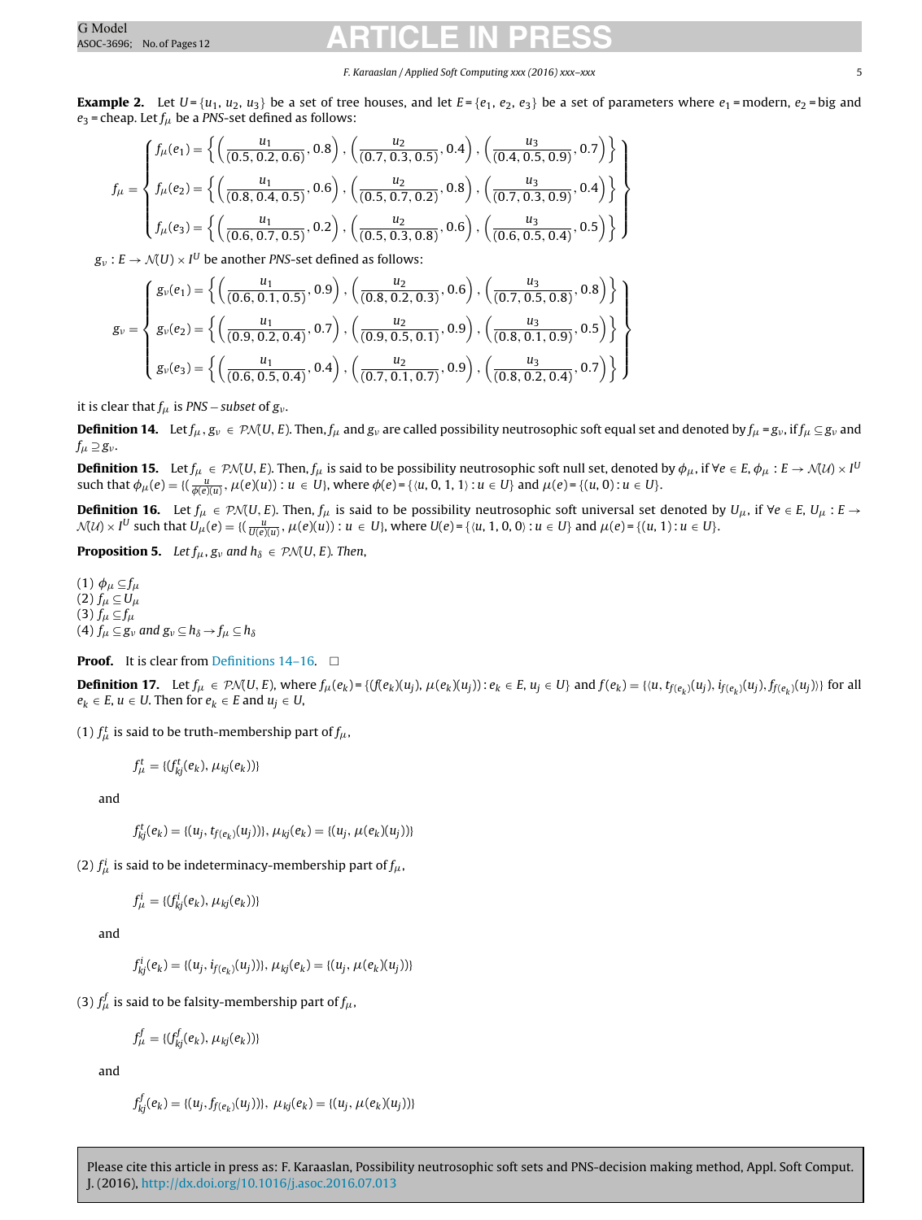**Example 2.** Let $U = \{u_1, u_2, u_3\}$ be a set of tree houses, and let $E = \{e_1, e_2, e_3\}$ be a set of parameters where $e_1$ = modern, $e_2$ = big and $e_3$ = cheap. Let $f_\mu$ be a *PNS*-set defined as follows:

$$
f_\mu = \left\{ \begin{array}{l}
f_\mu(e_1) = \left\{ \left( \frac{u_1}{(0.5, 0.2, 0.6)}, 0.8 \right), \left( \frac{u_2}{(0.7, 0.3, 0.5)}, 0.4 \right), \left( \frac{u_3}{(0.4, 0.5, 0.9)}, 0.7 \right) \right\} \\
f_\mu(e_2) = \left\{ \left( \frac{u_1}{(0.8, 0.4, 0.5)}, 0.6 \right), \left( \frac{u_2}{(0.5, 0.7, 0.2)}, 0.8 \right), \left( \frac{u_3}{(0.7, 0.3, 0.9)}, 0.4 \right) \right\} \\
f_\mu(e_3) = \left\{ \left( \frac{u_1}{(0.6, 0.7, 0.5)}, 0.2 \right), \left( \frac{u_2}{(0.5, 0.3, 0.8)}, 0.6 \right), \left( \frac{u_3}{(0.6, 0.5, 0.4)}, 0.5 \right) \right\}
\end{array} \right\}
$$

$g_\nu : E \to \mathcal{N}(U) \times I^U$ be another *PNS*-set defined as follows:

$$
g_\nu = \left\{ \begin{array}{l}
g_\nu(e_1) = \left\{ \left( \frac{u_1}{(0.6, 0.1, 0.5)}, 0.9 \right), \left( \frac{u_2}{(0.8, 0.2, 0.3)}, 0.6 \right), \left( \frac{u_3}{(0.7, 0.5, 0.8)}, 0.8 \right) \right\} \\
g_\nu(e_2) = \left\{ \left( \frac{u_1}{(0.9, 0.2, 0.4)}, 0.7 \right), \left( \frac{u_2}{(0.9, 0.5, 0.1)}, 0.9 \right), \left( \frac{u_3}{(0.8, 0.1, 0.9)}, 0.5 \right) \right\} \\
g_\nu(e_3) = \left\{ \left( \frac{u_1}{(0.6, 0.5, 0.4)}, 0.4 \right), \left( \frac{u_2}{(0.7, 0.1, 0.7)}, 0.9 \right), \left( \frac{u_3}{(0.8, 0.2, 0.4)}, 0.7 \right) \right\}
\end{array} \right\}
$$

it is clear that $f_\mu$ is *PNS − subset* of $g_\nu$.

**Definition 14.** Let $f_\mu, g_\nu \in \mathcal{PN}(U, E)$. Then, $f_\mu$ and $g_\nu$ are called possibility neutrosophic soft equal set and denoted by $f_\mu = g_\nu$, if $f_\mu \subseteq g_\nu$ and $f_\mu \supseteq g_\nu$.

**Definition 15.** Let $f_\mu \in \mathcal{PN}(U, E)$. Then, $f_\mu$ is said to be possibility neutrosophic soft null set, denoted by $\phi_\mu$, if $\forall e \in E$, $\phi_\mu : E \to \mathcal{N}(\mathcal{U}) \times I^U$ such that $\phi_\mu(e) = \{(\frac{u}{\phi(e)(u)}, \mu(e)(u)) : u \in U\}$, where $\phi(e) = \{\langle u, 0, 1, 1\rangle : u \in U\}$ and $\mu(e) = \{(u, 0) : u \in U\}$.

**Definition 16.** Let $f_\mu \in \mathcal{PN}(U, E)$. Then, $f_\mu$ is said to be possibility neutrosophic soft universal set denoted by $U_\mu$, if $\forall e \in E$, $U_\mu : E \to \mathcal{N}(\mathcal{U}) \times I^U$ such that $U_\mu(e) = \{(\frac{u}{U(e)(u)}, \mu(e)(u)) : u \in U\}$, where $U(e) = \{\langle u, 1, 0, 0\rangle : u \in U\}$ and $\mu(e) = \{(u, 1) : u \in U\}$.

**Proposition 5.** *Let $f_\mu$, $g_\nu$ and $h_\delta \in \mathcal{PN}(U, E)$. Then,*

(1) $\phi_\mu \subseteq f_\mu$
(2) $f_\mu \subseteq U_\mu$
(3) $f_\mu \subseteq f_\mu$
(4) $f_\mu \subseteq g_\nu$ *and* $g_\nu \subseteq h_\delta \to f_\mu \subseteq h_\delta$

**Proof.** It is clear from Definitions 14–16. □

**Definition 17.** Let $f_\mu \in \mathcal{PN}(U, E)$, where $f_\mu(e_k) = \{(f(e_k)(u_j), \mu(e_k)(u_j)) : e_k \in E, u_j \in U\}$ and $f(e_k) = \{\langle u, t_{f(e_k)}(u_j), i_{f(e_k)}(u_j), f_{f(e_k)}(u_j)\rangle\}$ for all $e_k \in E$, $u \in U$. Then for $e_k \in E$ and $u_j \in U$,

(1) $f^t_\mu$ is said to be truth-membership part of $f_\mu$,

$$f^t_\mu = \{(f^t_{kj}(e_k), \mu_{kj}(e_k))\}$$

and

$$f^t_{kj}(e_k) = \{(u_j, t_{f(e_k)}(u_j))\},\ \mu_{kj}(e_k) = \{(u_j, \mu(e_k)(u_j))\}$$

(2) $f^i_\mu$ is said to be indeterminacy-membership part of $f_\mu$,

$$f^i_\mu = \{(f^i_{kj}(e_k), \mu_{kj}(e_k))\}$$

and

$$f^i_{kj}(e_k) = \{(u_j, i_{f(e_k)}(u_j))\},\ \mu_{kj}(e_k) = \{(u_j, \mu(e_k)(u_j))\}$$

(3) $f^f_\mu$ is said to be falsity-membership part of $f_\mu$,

$$f^f_\mu = \{(f^f_{kj}(e_k), \mu_{kj}(e_k))\}$$

and

$$f^f_{kj}(e_k) = \{(u_j, f_{f(e_k)}(u_j))\},\ \mu_{kj}(e_k) = \{(u_j, \mu(e_k)(u_j))\}$$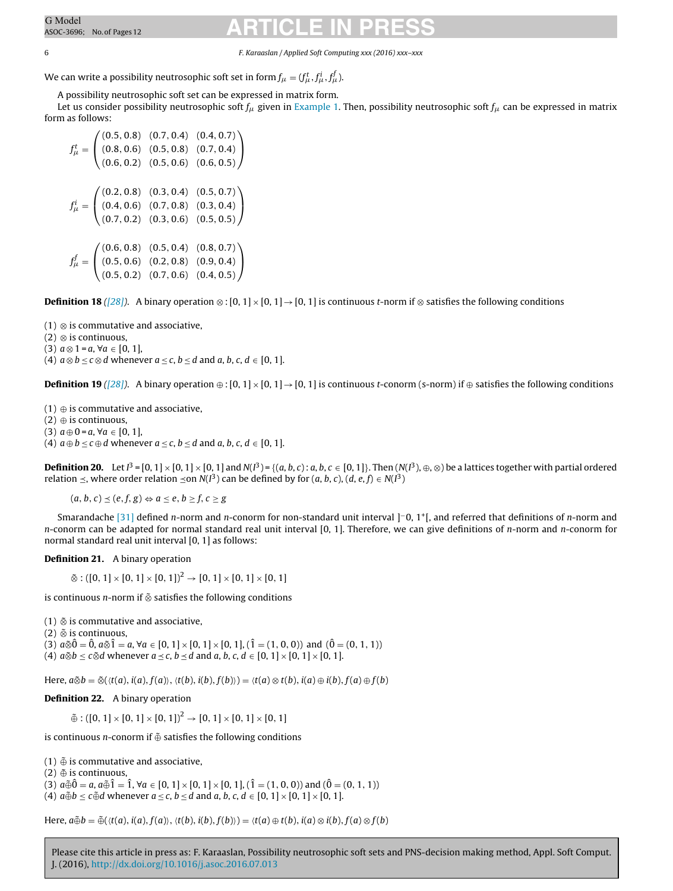We can write a possibility neutrosophic soft set in form $f_\mu = (f_\mu^t, f_\mu^i, f_\mu^f)$.

A possibility neutrosophic soft set can be expressed in matrix form.

Let us consider possibility neutrosophic soft $f_\mu$ given in Example 1. Then, possibility neutrosophic soft $f_\mu$ can be expressed in matrix form as follows:

$$f_\mu^t = \begin{pmatrix} (0.5, 0.8) & (0.7, 0.4) & (0.4, 0.7) \\ (0.8, 0.6) & (0.5, 0.8) & (0.7, 0.4) \\ (0.6, 0.2) & (0.5, 0.6) & (0.6, 0.5) \end{pmatrix}$$

$$f_\mu^i = \begin{pmatrix} (0.2, 0.8) & (0.3, 0.4) & (0.5, 0.7) \\ (0.4, 0.6) & (0.7, 0.8) & (0.3, 0.4) \\ (0.7, 0.2) & (0.3, 0.6) & (0.5, 0.5) \end{pmatrix}$$

$$f_\mu^f = \begin{pmatrix} (0.6, 0.8) & (0.5, 0.4) & (0.8, 0.7) \\ (0.5, 0.6) & (0.2, 0.8) & (0.9, 0.4) \\ (0.5, 0.2) & (0.7, 0.6) & (0.4, 0.5) \end{pmatrix}$$

**Definition 18** *([28])*. A binary operation $\otimes : [0, 1] \times [0, 1] \to [0, 1]$ is continuous $t$-norm if $\otimes$ satisfies the following conditions

(1) $\otimes$ is commutative and associative,
(2) $\otimes$ is continuous,
(3) $a \otimes 1 = a$, $\forall a \in [0, 1]$,
(4) $a \otimes b \leq c \otimes d$ whenever $a \leq c$, $b \leq d$ and $a, b, c, d \in [0, 1]$.

**Definition 19** *([28])*. A binary operation $\oplus : [0, 1] \times [0, 1] \to [0, 1]$ is continuous $t$-conorm (s-norm) if $\oplus$ satisfies the following conditions

(1) $\oplus$ is commutative and associative,
(2) $\oplus$ is continuous,
(3) $a \oplus 0 = a$, $\forall a \in [0, 1]$,
(4) $a \oplus b \leq c \oplus d$ whenever $a \leq c$, $b \leq d$ and $a, b, c, d \in [0, 1]$.

**Definition 20.** Let $I^3 = [0, 1] \times [0, 1] \times [0, 1]$ and $N(I^3) = \{(a, b, c) : a, b, c \in [0, 1]\}$. Then $(N(I^3), \oplus, \otimes)$ be a lattices together with partial ordered relation $\preceq$, where order relation $\preceq$on $N(I^3)$ can be defined by for $(a, b, c), (d, e, f) \in N(I^3)$

$$(a, b, c) \preceq (e, f, g) \Leftrightarrow a \leq e, b \geq f, c \geq g$$

Smarandache [31] defined $n$-norm and $n$-conorm for non-standard unit interval $]^{-}0, 1^{+}[$, and referred that definitions of $n$-norm and $n$-conorm can be adapted for normal standard real unit interval [0, 1]. Therefore, we can give definitions of $n$-norm and $n$-conorm for normal standard real unit interval [0, 1] as follows:

**Definition 21.** A binary operation

$$\tilde{\otimes} : ([0, 1] \times [0, 1] \times [0, 1])^2 \to [0, 1] \times [0, 1] \times [0, 1]$$

is continuous $n$-norm if $\tilde{\otimes}$ satisfies the following conditions

(1) $\tilde{\otimes}$ is commutative and associative,
(2) $\tilde{\otimes}$ is continuous,
(3) $a \tilde{\otimes} \hat{0} = \hat{0}$, $a \tilde{\otimes} \hat{1} = a$, $\forall a \in [0, 1] \times [0, 1] \times [0, 1]$, $(\hat{1} = (1, 0, 0))$ and $(\hat{0} = (0, 1, 1))$
(4) $a \tilde{\otimes} b \preceq c \tilde{\otimes} d$ whenever $a \preceq c$, $b \preceq d$ and $a, b, c, d \in [0, 1] \times [0, 1] \times [0, 1]$.

Here, $a \tilde{\otimes} b = \tilde{\otimes}(\langle t(a), i(a), f(a) \rangle, \langle t(b), i(b), f(b) \rangle) = \langle t(a) \otimes t(b), i(a) \oplus i(b), f(a) \oplus f(b) \rangle$

**Definition 22.** A binary operation

$$\tilde{\oplus} : ([0, 1] \times [0, 1] \times [0, 1])^2 \to [0, 1] \times [0, 1] \times [0, 1]$$

is continuous $n$-conorm if $\tilde{\oplus}$ satisfies the following conditions

(1) $\tilde{\oplus}$ is commutative and associative,
(2) $\tilde{\oplus}$ is continuous,
(3) $a \tilde{\oplus} \hat{0} = a$, $a \tilde{\oplus} \hat{1} = \hat{1}$, $\forall a \in [0, 1] \times [0, 1] \times [0, 1]$, $(\hat{1} = (1, 0, 0))$ and $(\hat{0} = (0, 1, 1))$
(4) $a \tilde{\oplus} b \preceq c \tilde{\oplus} d$ whenever $a \preceq c$, $b \preceq d$ and $a, b, c, d \in [0, 1] \times [0, 1] \times [0, 1]$.

Here, $a \tilde{\oplus} b = \tilde{\oplus}(\langle t(a), i(a), f(a) \rangle, \langle t(b), i(b), f(b) \rangle) = \langle t(a) \oplus t(b), i(a) \otimes i(b), f(a) \otimes f(b) \rangle$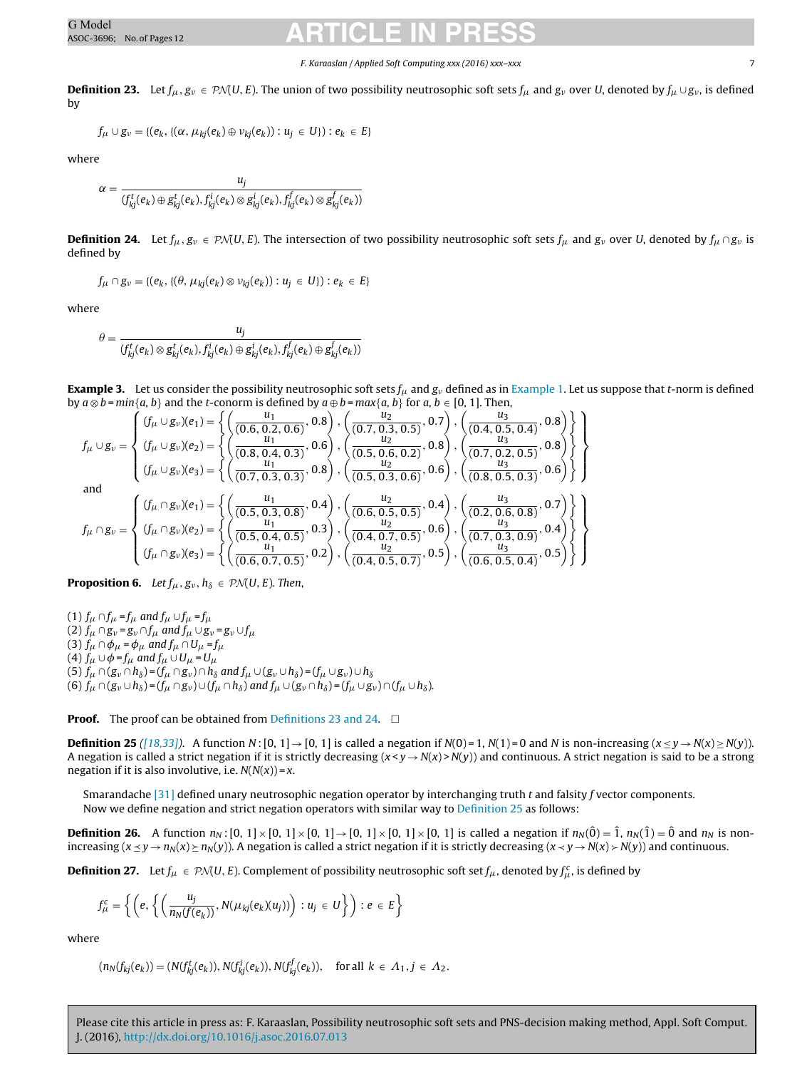**Definition 23.** Let $f_\mu, g_\nu \in \mathcal{PN}(U, E)$. The union of two possibility neutrosophic soft sets $f_\mu$ and $g_\nu$ over $U$, denoted by $f_\mu \cup g_\nu$, is defined by

$$f_\mu \cup g_\nu = \{(e_k, \{(\alpha, \mu_{kj}(e_k) \oplus \nu_{kj}(e_k)) : u_j \in U\}) : e_k \in E\}$$

where

$$\alpha = \frac{u_j}{(f^t_{kj}(e_k) \oplus g^t_{kj}(e_k), f^i_{kj}(e_k) \otimes g^i_{kj}(e_k), f^f_{kj}(e_k) \otimes g^f_{kj}(e_k))}$$

**Definition 24.** Let $f_\mu, g_\nu \in \mathcal{PN}(U, E)$. The intersection of two possibility neutrosophic soft sets $f_\mu$ and $g_\nu$ over $U$, denoted by $f_\mu \cap g_\nu$ is defined by

$$f_\mu \cap g_\nu = \{(e_k, \{(\theta, \mu_{kj}(e_k) \otimes \nu_{kj}(e_k)) : u_j \in U\}) : e_k \in E\}$$

where

$$\theta = \frac{u_j}{(f^t_{kj}(e_k) \otimes g^t_{kj}(e_k), f^i_{kj}(e_k) \oplus g^i_{kj}(e_k), f^f_{kj}(e_k) \oplus g^f_{kj}(e_k))}$$

**Example 3.** Let us consider the possibility neutrosophic soft sets $f_\mu$ and $g_\nu$ defined as in Example 1. Let us suppose that $t$-norm is defined by $a \otimes b = min\{a, b\}$ and the $t$-conorm is defined by $a \oplus b = max\{a, b\}$ for $a, b \in [0, 1]$. Then,

$$f_\mu \cup g_\nu = \left\{ \begin{array}{l} (f_\mu \cup g_\nu)(e_1) = \left\{ \left(\frac{u_1}{(0.6, 0.2, 0.6)}, 0.8\right), \left(\frac{u_2}{(0.7, 0.3, 0.5)}, 0.7\right), \left(\frac{u_3}{(0.4, 0.5, 0.4)}, 0.8\right) \right\} \\ (f_\mu \cup g_\nu)(e_2) = \left\{ \left(\frac{u_1}{(0.8, 0.4, 0.3)}, 0.6\right), \left(\frac{u_2}{(0.5, 0.6, 0.2)}, 0.8\right), \left(\frac{u_3}{(0.7, 0.2, 0.5)}, 0.8\right) \right\} \\ (f_\mu \cup g_\nu)(e_3) = \left\{ \left(\frac{u_1}{(0.7, 0.3, 0.3)}, 0.8\right), \left(\frac{u_2}{(0.5, 0.3, 0.6)}, 0.6\right), \left(\frac{u_3}{(0.8, 0.5, 0.3)}, 0.6\right) \right\} \end{array} \right\}$$

and

$$f_\mu \cap g_\nu = \left\{ \begin{array}{l} (f_\mu \cap g_\nu)(e_1) = \left\{ \left(\frac{u_1}{(0.5, 0.3, 0.8)}, 0.4\right), \left(\frac{u_2}{(0.6, 0.5, 0.5)}, 0.4\right), \left(\frac{u_3}{(0.2, 0.6, 0.8)}, 0.7\right) \right\} \\ (f_\mu \cap g_\nu)(e_2) = \left\{ \left(\frac{u_1}{(0.5, 0.4, 0.5)}, 0.3\right), \left(\frac{u_2}{(0.4, 0.7, 0.5)}, 0.6\right), \left(\frac{u_3}{(0.7, 0.3, 0.9)}, 0.4\right) \right\} \\ (f_\mu \cap g_\nu)(e_3) = \left\{ \left(\frac{u_1}{(0.6, 0.7, 0.5)}, 0.2\right), \left(\frac{u_2}{(0.4, 0.5, 0.7)}, 0.5\right), \left(\frac{u_3}{(0.6, 0.5, 0.4)}, 0.5\right) \right\} \end{array} \right\}$$

**Proposition 6.** *Let $f_\mu, g_\nu, h_\delta \in \mathcal{PN}(U, E)$. Then,*

(1) $f_\mu \cap f_\mu = f_\mu$ *and* $f_\mu \cup f_\mu = f_\mu$
(2) $f_\mu \cap g_\nu = g_\nu \cap f_\mu$ *and* $f_\mu \cup g_\nu = g_\nu \cup f_\mu$
(3) $f_\mu \cap \phi_\mu = \phi_\mu$ *and* $f_\mu \cap U_\mu = f_\mu$
(4) $f_\mu \cup \phi = f_\mu$ *and* $f_\mu \cup U_\mu = U_\mu$
(5) $f_\mu \cap (g_\nu \cap h_\delta) = (f_\mu \cap g_\nu) \cap h_\delta$ *and* $f_\mu \cup (g_\nu \cup h_\delta) = (f_\mu \cup g_\nu) \cup h_\delta$
(6) $f_\mu \cap (g_\nu \cup h_\delta) = (f_\mu \cap g_\nu) \cup (f_\mu \cap h_\delta)$ *and* $f_\mu \cup (g_\nu \cap h_\delta) = (f_\mu \cup g_\nu) \cap (f_\mu \cup h_\delta)$.

**Proof.** The proof can be obtained from Definitions 23 and 24. □

**Definition 25** *([18,33])*. A function $N : [0, 1] \to [0, 1]$ is called a negation if $N(0) = 1$, $N(1) = 0$ and $N$ is non-increasing ($x \le y \to N(x) \ge N(y)$). A negation is called a strict negation if it is strictly decreasing ($x < y \to N(x) > N(y)$) and continuous. A strict negation is said to be a strong negation if it is also involutive, i.e. $N(N(x)) = x$.

Smarandache [31] defined unary neutrosophic negation operator by interchanging truth $t$ and falsity $f$ vector components.
Now we define negation and strict negation operators with similar way to Definition 25 as follows:

**Definition 26.** A function $n_N : [0, 1] \times [0, 1] \times [0, 1] \to [0, 1] \times [0, 1] \times [0, 1]$ is called a negation if $n_N(\hat{0}) = \hat{1}$, $n_N(\hat{1}) = \hat{0}$ and $n_N$ is non-increasing ($x \preceq y \to n_N(x) \succeq n_N(y)$). A negation is called a strict negation if it is strictly decreasing ($x \prec y \to N(x) \succ N(y)$) and continuous.

**Definition 27.** Let $f_\mu \in \mathcal{PN}(U, E)$. Complement of possibility neutrosophic soft set $f_\mu$, denoted by $f^c_\mu$, is defined by

$$f^c_\mu = \left\{ \left(e, \left\{ \left( \frac{u_j}{n_N(f(e_k))}, N(\mu_{kj}(e_k)(u_j)) \right) : u_j \in U \right\} \right) : e \in E \right\}$$

where

$$(n_N(f_{kj}(e_k)) = (N(f^t_{kj}(e_k)), N(f^i_{kj}(e_k)), N(f^f_{kj}(e_k)), \quad \text{for all } k \in \Lambda_1, j \in \Lambda_2.$$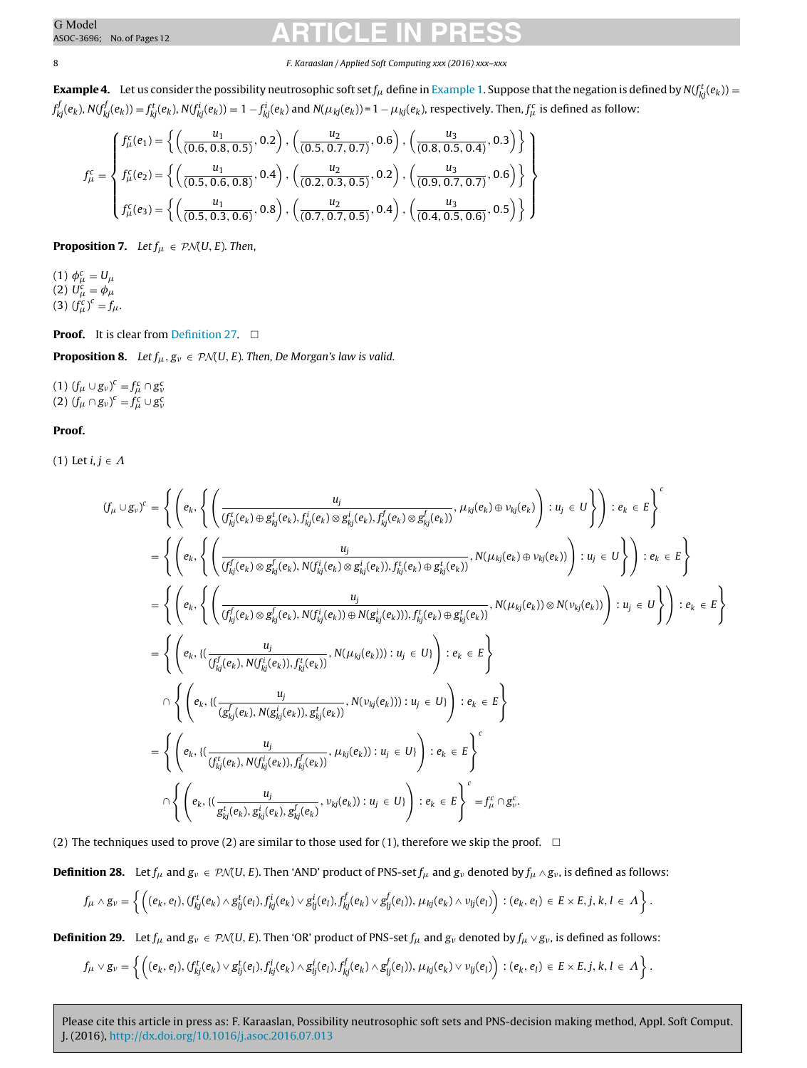**Example 4.** Let us consider the possibility neutrosophic soft set $f_\mu$ define in Example 1. Suppose that the negation is defined by $N(f^t_{kj}(e_k)) = f^f_{kj}(e_k)$, $N(f^f_{kj}(e_k)) = f^t_{kj}(e_k)$, $N(f^i_{kj}(e_k)) = 1 - f^i_{kj}(e_k)$ and $N(\mu_{kj}(e_k)) = 1 - \mu_{kj}(e_k)$, respectively. Then, $f^c_\mu$ is defined as follow:

$$
f^c_\mu = \left\{
\begin{array}{l}
f^c_\mu(e_1) = \left\{ \left( \dfrac{u_1}{(0.6, 0.8, 0.5)}, 0.2 \right), \left( \dfrac{u_2}{(0.5, 0.7, 0.7)}, 0.6 \right), \left( \dfrac{u_3}{(0.8, 0.5, 0.4)}, 0.3 \right) \right\} \\
f^c_\mu(e_2) = \left\{ \left( \dfrac{u_1}{(0.5, 0.6, 0.8)}, 0.4 \right), \left( \dfrac{u_2}{(0.2, 0.3, 0.5)}, 0.2 \right), \left( \dfrac{u_3}{(0.9, 0.7, 0.7)}, 0.6 \right) \right\} \\
f^c_\mu(e_3) = \left\{ \left( \dfrac{u_1}{(0.5, 0.3, 0.6)}, 0.8 \right), \left( \dfrac{u_2}{(0.7, 0.7, 0.5)}, 0.4 \right), \left( \dfrac{u_3}{(0.4, 0.5, 0.6)}, 0.5 \right) \right\}
\end{array}
\right\}
$$

**Proposition 7.** *Let $f_\mu \in \mathcal{PN}(U, E)$. Then,*

(1) $\phi^c_\mu = U_\mu$
(2) $U^c_\mu = \phi_\mu$
(3) $(f^c_\mu)^c = f_\mu$.

**Proof.** It is clear from Definition 27. $\square$

**Proposition 8.** *Let $f_\mu, g_\nu \in \mathcal{PN}(U, E)$. Then, De Morgan's law is valid.*

(1) $(f_\mu \cup g_\nu)^c = f^c_\mu \cap g^c_\nu$
(2) $(f_\mu \cap g_\nu)^c = f^c_\mu \cup g^c_\nu$

**Proof.**

(1) Let $i, j \in \Lambda$

$$
\begin{aligned}
(f_\mu \cup g_\nu)^c &= \left\{ \left( e_k, \left\{ \left( \frac{u_j}{(f^t_{kj}(e_k) \oplus g^t_{kj}(e_k), f^i_{kj}(e_k) \otimes g^i_{kj}(e_k), f^f_{kj}(e_k) \otimes g^f_{kj}(e_k))}, \mu_{kj}(e_k) \oplus \nu_{kj}(e_k) \right) : u_j \in U \right\} \right) : e_k \in E \right\}^c \\
&= \left\{ \left( e_k, \left\{ \left( \frac{u_j}{(f^f_{kj}(e_k) \otimes g^f_{kj}(e_k), N(f^i_{kj}(e_k) \otimes g^i_{kj}(e_k)), f^t_{kj}(e_k) \oplus g^t_{kj}(e_k))}, N(\mu_{kj}(e_k) \oplus \nu_{kj}(e_k)) \right) : u_j \in U \right\} \right) : e_k \in E \right\} \\
&= \left\{ \left( e_k, \left\{ \left( \frac{u_j}{(f^f_{kj}(e_k) \otimes g^f_{kj}(e_k), N(f^i_{kj}(e_k)) \oplus N(g^i_{kj}(e_k))), f^t_{kj}(e_k) \oplus g^t_{kj}(e_k))}, N(\mu_{kj}(e_k)) \otimes N(\nu_{kj}(e_k)) \right) : u_j \in U \right\} \right) : e_k \in E \right\} \\
&= \left\{ \left( e_k, \{( \frac{u_j}{(f^f_{kj}(e_k), N(f^i_{kj}(e_k)), f^t_{kj}(e_k))}, N(\mu_{kj}(e_k))) : u_j \in U\} \right) : e_k \in E \right\} \\
&\quad \cap \left\{ \left( e_k, \{( \frac{u_j}{(g^f_{kj}(e_k), N(g^i_{kj}(e_k)), g^t_{kj}(e_k))}, N(\nu_{kj}(e_k))) : u_j \in U\} \right) : e_k \in E \right\} \\
&= \left\{ \left( e_k, \{( \frac{u_j}{(f^t_{kj}(e_k), N(f^i_{kj}(e_k)), f^f_{kj}(e_k))}, \mu_{kj}(e_k)) : u_j \in U\} \right) : e_k \in E \right\}^c \\
&\quad \cap \left\{ \left( e_k, \{( \frac{u_j}{g^t_{kj}(e_k), g^i_{kj}(e_k), g^f_{kj}(e_k)}, \nu_{kj}(e_k)) : u_j \in U\} \right) : e_k \in E \right\}^c = f^c_\mu \cap g^c_\nu.
\end{aligned}
$$

(2) The techniques used to prove (2) are similar to those used for (1), therefore we skip the proof. $\square$

**Definition 28.** Let $f_\mu$ and $g_\nu \in \mathcal{PN}(U, E)$. Then 'AND' product of PNS-set $f_\mu$ and $g_\nu$ denoted by $f_\mu \wedge g_\nu$, is defined as follows:

$$
f_\mu \wedge g_\nu = \left\{ \left( (e_k, e_l), (f^t_{kj}(e_k) \wedge g^t_{lj}(e_l), f^i_{kj}(e_k) \vee g^i_{lj}(e_l), f^f_{kj}(e_k) \vee g^f_{lj}(e_l)), \mu_{kj}(e_k) \wedge \nu_{lj}(e_l) \right) : (e_k, e_l) \in E \times E, j, k, l \in \Lambda \right\}.
$$

**Definition 29.** Let $f_\mu$ and $g_\nu \in \mathcal{PN}(U, E)$. Then 'OR' product of PNS-set $f_\mu$ and $g_\nu$ denoted by $f_\mu \vee g_\nu$, is defined as follows:

$$
f_\mu \vee g_\nu = \left\{ \left( (e_k, e_l), (f^t_{kj}(e_k) \vee g^t_{lj}(e_l), f^i_{kj}(e_k) \wedge g^i_{lj}(e_l), f^f_{kj}(e_k) \wedge g^f_{lj}(e_l)), \mu_{kj}(e_k) \vee \nu_{lj}(e_l) \right) : (e_k, e_l) \in E \times E, j, k, l \in \Lambda \right\}.
$$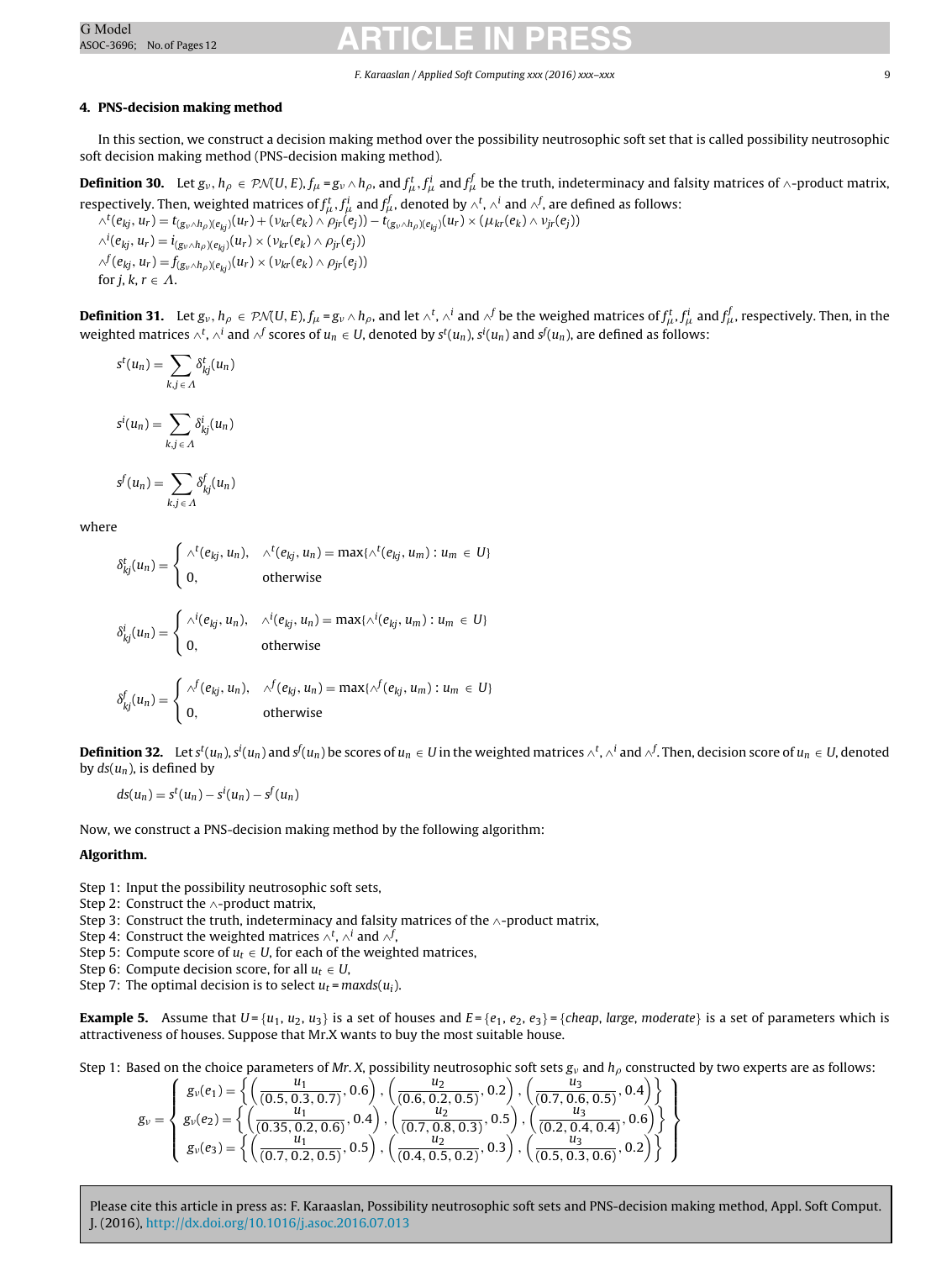## 4. PNS-decision making method

In this section, we construct a decision making method over the possibility neutrosophic soft set that is called possibility neutrosophic soft decision making method (PNS-decision making method).

**Definition 30.** Let $g_\nu, h_\rho \in \mathcal{PN}(U,E)$, $f_\mu = g_\nu \wedge h_\rho$, and $f_\mu^t, f_\mu^i$ and $f_\mu^f$ be the truth, indeterminacy and falsity matrices of $\wedge$-product matrix, respectively. Then, weighted matrices of $f_\mu^t, f_\mu^i$ and $f_\mu^f$, denoted by $\wedge^t$, $\wedge^i$ and $\wedge^f$, are defined as follows:

$\wedge^t(e_{kj}, u_r) = t_{(g_\nu \wedge h_\rho)(e_{kj})}(u_r) + (\nu_{kr}(e_k) \wedge \rho_{jr}(e_j)) - t_{(g_\nu \wedge h_\rho)(e_{kj})}(u_r) \times (\mu_{kr}(e_k) \wedge \nu_{jr}(e_j))$

$\wedge^i(e_{kj}, u_r) = i_{(g_\nu \wedge h_\rho)(e_{kj})}(u_r) \times (\nu_{kr}(e_k) \wedge \rho_{jr}(e_j))$

$\wedge^f(e_{kj}, u_r) = f_{(g_\nu \wedge h_\rho)(e_{kj})}(u_r) \times (\nu_{kr}(e_k) \wedge \rho_{jr}(e_j))$

for $j, k, r \in \Lambda$.

**Definition 31.** Let $g_\nu, h_\rho \in \mathcal{PN}(U,E)$, $f_\mu = g_\nu \wedge h_\rho$, and let $\wedge^t$, $\wedge^i$ and $\wedge^f$ be the weighed matrices of $f_\mu^t, f_\mu^i$ and $f_\mu^f$, respectively. Then, in the weighted matrices $\wedge^t$, $\wedge^i$ and $\wedge^f$ scores of $u_n \in U$, denoted by $s^t(u_n)$, $s^i(u_n)$ and $s^f(u_n)$, are defined as follows:

$$s^t(u_n) = \sum_{k,j \in \Lambda} \delta_{kj}^t(u_n)$$

$$s^i(u_n) = \sum_{k,j \in \Lambda} \delta_{kj}^i(u_n)$$

$$s^f(u_n) = \sum_{k,j \in \Lambda} \delta_{kj}^f(u_n)$$

where

$$\delta_{kj}^t(u_n) = \begin{cases} \wedge^t(e_{kj}, u_n), & \wedge^t(e_{kj}, u_n) = \max\{\wedge^t(e_{kj}, u_m) : u_m \in U\} \\ 0, & \text{otherwise} \end{cases}$$

$$\delta_{kj}^i(u_n) = \begin{cases} \wedge^i(e_{kj}, u_n), & \wedge^i(e_{kj}, u_n) = \max\{\wedge^i(e_{kj}, u_m) : u_m \in U\} \\ 0, & \text{otherwise} \end{cases}$$

$$\delta_{kj}^f(u_n) = \begin{cases} \wedge^f(e_{kj}, u_n), & \wedge^f(e_{kj}, u_n) = \max\{\wedge^f(e_{kj}, u_m) : u_m \in U\} \\ 0, & \text{otherwise} \end{cases}$$

**Definition 32.** Let $s^t(u_n)$, $s^i(u_n)$ and $s^f(u_n)$ be scores of $u_n \in U$ in the weighted matrices $\wedge^t$, $\wedge^i$ and $\wedge^f$. Then, decision score of $u_n \in U$, denoted by $ds(u_n)$, is defined by

$$ds(u_n) = s^t(u_n) - s^i(u_n) - s^f(u_n)$$

Now, we construct a PNS-decision making method by the following algorithm:

**Algorithm.**

Step 1: Input the possibility neutrosophic soft sets,
Step 2: Construct the $\wedge$-product matrix,
Step 3: Construct the truth, indeterminacy and falsity matrices of the $\wedge$-product matrix,
Step 4: Construct the weighted matrices $\wedge^t$, $\wedge^i$ and $\wedge^f$,
Step 5: Compute score of $u_t \in U$, for each of the weighted matrices,
Step 6: Compute decision score, for all $u_t \in U$,
Step 7: The optimal decision is to select $u_t = \max ds(u_i)$.

**Example 5.** Assume that $U = \{u_1, u_2, u_3\}$ is a set of houses and $E = \{e_1, e_2, e_3\} = \{cheap, large, moderate\}$ is a set of parameters which is attractiveness of houses. Suppose that Mr.X wants to buy the most suitable house.

Step 1: Based on the choice parameters of *Mr. X*, possibility neutrosophic soft sets $g_\nu$ and $h_\rho$ constructed by two experts are as follows:

$$g_\nu = \left\{ \begin{array}{l} g_\nu(e_1) = \left\{ \left( \frac{u_1}{(0.5, 0.3, 0.7)}, 0.6 \right), \left( \frac{u_2}{(0.6, 0.2, 0.5)}, 0.2 \right), \left( \frac{u_3}{(0.7, 0.6, 0.5)}, 0.4 \right) \right\} \\ g_\nu(e_2) = \left\{ \left( \frac{u_1}{(0.35, 0.2, 0.6)}, 0.4 \right), \left( \frac{u_2}{(0.7, 0.8, 0.3)}, 0.5 \right), \left( \frac{u_3}{(0.2, 0.4, 0.4)}, 0.6 \right) \right\} \\ g_\nu(e_3) = \left\{ \left( \frac{u_1}{(0.7, 0.2, 0.5)}, 0.5 \right), \left( \frac{u_2}{(0.4, 0.5, 0.2)}, 0.3 \right), \left( \frac{u_3}{(0.5, 0.3, 0.6)}, 0.2 \right) \right\} \end{array} \right\}$$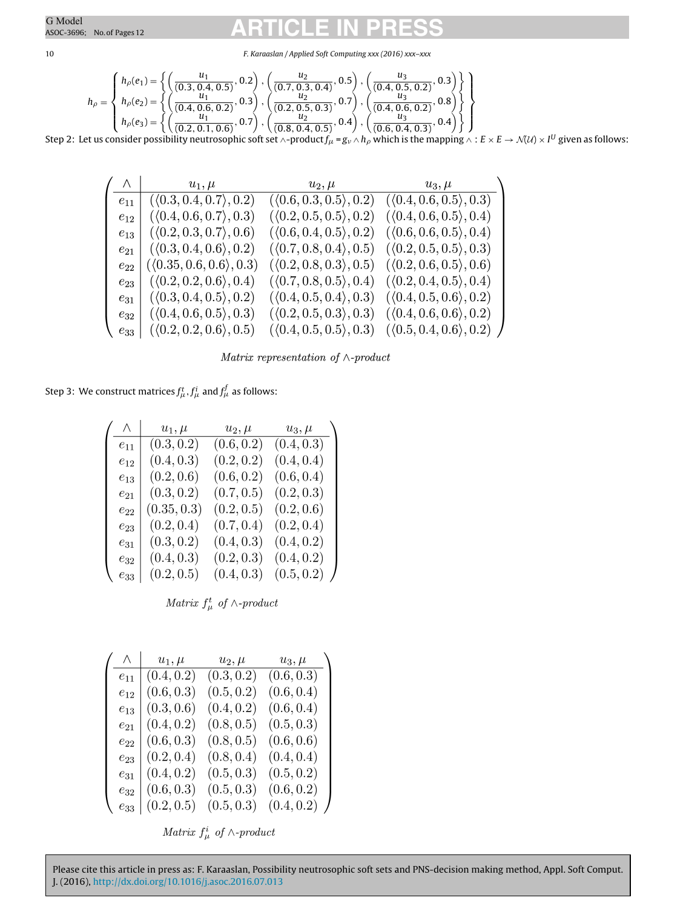$$h_\rho = \left\{ \begin{array}{l} h_\rho(e_1) = \left\{ \left( \frac{u_1}{(0.3, 0.4, 0.5)}, 0.2 \right), \left( \frac{u_2}{(0.7, 0.3, 0.4)}, 0.5 \right), \left( \frac{u_3}{(0.4, 0.5, 0.2)}, 0.3 \right) \right\} \\ h_\rho(e_2) = \left\{ \left( \frac{u_1}{(0.4, 0.6, 0.2)}, 0.3 \right), \left( \frac{u_2}{(0.2, 0.5, 0.3)}, 0.7 \right), \left( \frac{u_3}{(0.4, 0.6, 0.2)}, 0.8 \right) \right\} \\ h_\rho(e_3) = \left\{ \left( \frac{u_1}{(0.2, 0.1, 0.6)}, 0.7 \right), \left( \frac{u_2}{(0.8, 0.4, 0.5)}, 0.4 \right), \left( \frac{u_3}{(0.6, 0.4, 0.3)}, 0.4 \right) \right\} \end{array} \right\}$$

Step 2: Let us consider possibility neutrosophic soft set $\wedge$-product $f_\mu = g_\nu \wedge h_\rho$ which is the mapping $\wedge : E \times E \to \mathcal{N}(\mathcal{U}) \times I^U$ given as follows:

| $\wedge$ | $u_1, \mu$ | $u_2, \mu$ | $u_3, \mu$ |
|---|---|---|---|
| $e_{11}$ | $(\langle 0.3, 0.4, 0.7 \rangle, 0.2)$ | $(\langle 0.6, 0.3, 0.5 \rangle, 0.2)$ | $(\langle 0.4, 0.6, 0.5 \rangle, 0.3)$ |
| $e_{12}$ | $(\langle 0.4, 0.6, 0.7 \rangle, 0.3)$ | $(\langle 0.2, 0.5, 0.5 \rangle, 0.2)$ | $(\langle 0.4, 0.6, 0.5 \rangle, 0.4)$ |
| $e_{13}$ | $(\langle 0.2, 0.3, 0.7 \rangle, 0.6)$ | $(\langle 0.6, 0.4, 0.5 \rangle, 0.2)$ | $(\langle 0.6, 0.6, 0.5 \rangle, 0.4)$ |
| $e_{21}$ | $(\langle 0.3, 0.4, 0.6 \rangle, 0.2)$ | $(\langle 0.7, 0.8, 0.4 \rangle, 0.5)$ | $(\langle 0.2, 0.5, 0.5 \rangle, 0.3)$ |
| $e_{22}$ | $(\langle 0.35, 0.6, 0.6 \rangle, 0.3)$ | $(\langle 0.2, 0.8, 0.3 \rangle, 0.5)$ | $(\langle 0.2, 0.6, 0.5 \rangle, 0.6)$ |
| $e_{23}$ | $(\langle 0.2, 0.2, 0.6 \rangle, 0.4)$ | $(\langle 0.7, 0.8, 0.5 \rangle, 0.4)$ | $(\langle 0.2, 0.4, 0.5 \rangle, 0.4)$ |
| $e_{31}$ | $(\langle 0.3, 0.4, 0.5 \rangle, 0.2)$ | $(\langle 0.4, 0.5, 0.4 \rangle, 0.3)$ | $(\langle 0.4, 0.5, 0.6 \rangle, 0.2)$ |
| $e_{32}$ | $(\langle 0.4, 0.6, 0.5 \rangle, 0.3)$ | $(\langle 0.2, 0.5, 0.3 \rangle, 0.3)$ | $(\langle 0.4, 0.6, 0.6 \rangle, 0.2)$ |
| $e_{33}$ | $(\langle 0.2, 0.2, 0.6 \rangle, 0.5)$ | $(\langle 0.4, 0.5, 0.5 \rangle, 0.3)$ | $(\langle 0.5, 0.4, 0.6 \rangle, 0.2)$ |

*Matrix representation of $\wedge$-product*

Step 3: We construct matrices $f_\mu^t, f_\mu^i$ and $f_\mu^f$ as follows:

| $\wedge$ | $u_1, \mu$ | $u_2, \mu$ | $u_3, \mu$ |
|---|---|---|---|
| $e_{11}$ | $(0.3, 0.2)$ | $(0.6, 0.2)$ | $(0.4, 0.3)$ |
| $e_{12}$ | $(0.4, 0.3)$ | $(0.2, 0.2)$ | $(0.4, 0.4)$ |
| $e_{13}$ | $(0.2, 0.6)$ | $(0.6, 0.2)$ | $(0.6, 0.4)$ |
| $e_{21}$ | $(0.3, 0.2)$ | $(0.7, 0.5)$ | $(0.2, 0.3)$ |
| $e_{22}$ | $(0.35, 0.3)$ | $(0.2, 0.5)$ | $(0.2, 0.6)$ |
| $e_{23}$ | $(0.2, 0.4)$ | $(0.7, 0.4)$ | $(0.2, 0.4)$ |
| $e_{31}$ | $(0.3, 0.2)$ | $(0.4, 0.3)$ | $(0.4, 0.2)$ |
| $e_{32}$ | $(0.4, 0.3)$ | $(0.2, 0.3)$ | $(0.4, 0.2)$ |
| $e_{33}$ | $(0.2, 0.5)$ | $(0.4, 0.3)$ | $(0.5, 0.2)$ |

*Matrix $f_\mu^t$ of $\wedge$-product*

| $\wedge$ | $u_1, \mu$ | $u_2, \mu$ | $u_3, \mu$ |
|---|---|---|---|
| $e_{11}$ | $(0.4, 0.2)$ | $(0.3, 0.2)$ | $(0.6, 0.3)$ |
| $e_{12}$ | $(0.6, 0.3)$ | $(0.5, 0.2)$ | $(0.6, 0.4)$ |
| $e_{13}$ | $(0.3, 0.6)$ | $(0.4, 0.2)$ | $(0.6, 0.4)$ |
| $e_{21}$ | $(0.4, 0.2)$ | $(0.8, 0.5)$ | $(0.5, 0.3)$ |
| $e_{22}$ | $(0.6, 0.3)$ | $(0.8, 0.5)$ | $(0.6, 0.6)$ |
| $e_{23}$ | $(0.2, 0.4)$ | $(0.8, 0.4)$ | $(0.4, 0.4)$ |
| $e_{31}$ | $(0.4, 0.2)$ | $(0.5, 0.3)$ | $(0.5, 0.2)$ |
| $e_{32}$ | $(0.6, 0.3)$ | $(0.5, 0.3)$ | $(0.6, 0.2)$ |
| $e_{33}$ | $(0.2, 0.5)$ | $(0.5, 0.3)$ | $(0.4, 0.2)$ |

*Matrix $f_\mu^i$ of $\wedge$-product*

Please cite this article in press as: F. Karaaslan, Possibility neutrosophic soft sets and PNS-decision making method, Appl. Soft Comput. J. (2016), http://dx.doi.org/10.1016/j.asoc.2016.07.013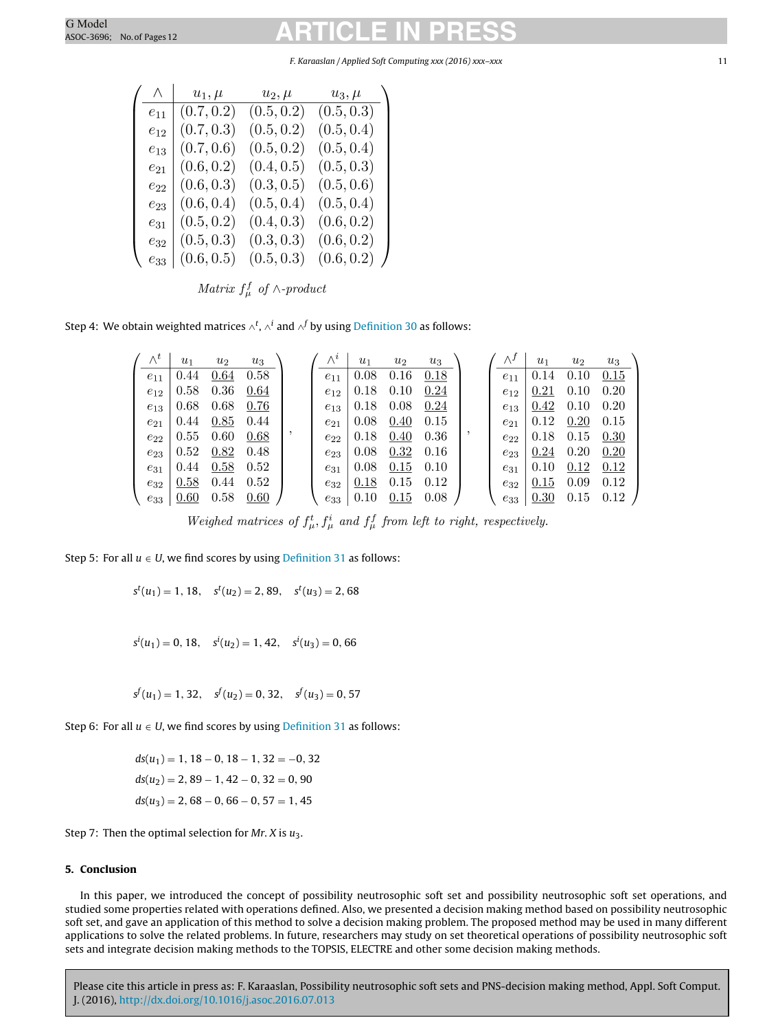| $\wedge$ | $u_1, \mu$ | $u_2, \mu$ | $u_3, \mu$ |
|---|---|---|---|
| $e_{11}$ | $(0.7, 0.2)$ | $(0.5, 0.2)$ | $(0.5, 0.3)$ |
| $e_{12}$ | $(0.7, 0.3)$ | $(0.5, 0.2)$ | $(0.5, 0.4)$ |
| $e_{13}$ | $(0.7, 0.6)$ | $(0.5, 0.2)$ | $(0.5, 0.4)$ |
| $e_{21}$ | $(0.6, 0.2)$ | $(0.4, 0.5)$ | $(0.5, 0.3)$ |
| $e_{22}$ | $(0.6, 0.3)$ | $(0.3, 0.5)$ | $(0.5, 0.6)$ |
| $e_{23}$ | $(0.6, 0.4)$ | $(0.5, 0.4)$ | $(0.5, 0.4)$ |
| $e_{31}$ | $(0.5, 0.2)$ | $(0.4, 0.3)$ | $(0.6, 0.2)$ |
| $e_{32}$ | $(0.5, 0.3)$ | $(0.3, 0.3)$ | $(0.6, 0.2)$ |
| $e_{33}$ | $(0.6, 0.5)$ | $(0.5, 0.3)$ | $(0.6, 0.2)$ |

*Matrix $f_\mu^f$ of $\wedge$-product*

Step 4: We obtain weighted matrices $\wedge^t$, $\wedge^i$ and $\wedge^f$ by using Definition 30 as follows:

| $\wedge^t$ | $u_1$ | $u_2$ | $u_3$ |
|---|---|---|---|
| $e_{11}$ | 0.44 | <u>0.64</u> | 0.58 |
| $e_{12}$ | 0.58 | 0.36 | <u>0.64</u> |
| $e_{13}$ | 0.68 | 0.68 | <u>0.76</u> |
| $e_{21}$ | 0.44 | <u>0.85</u> | 0.44 |
| $e_{22}$ | 0.55 | 0.60 | <u>0.68</u> |
| $e_{23}$ | 0.52 | <u>0.82</u> | 0.48 |
| $e_{31}$ | 0.44 | <u>0.58</u> | 0.52 |
| $e_{32}$ | <u>0.58</u> | 0.44 | 0.52 |
| $e_{33}$ | <u>0.60</u> | 0.58 | <u>0.60</u> |

| $\wedge^i$ | $u_1$ | $u_2$ | $u_3$ |
|---|---|---|---|
| $e_{11}$ | 0.08 | 0.16 | <u>0.18</u> |
| $e_{12}$ | 0.18 | 0.10 | <u>0.24</u> |
| $e_{13}$ | 0.18 | 0.08 | <u>0.24</u> |
| $e_{21}$ | 0.08 | <u>0.40</u> | 0.15 |
| $e_{22}$ | 0.18 | <u>0.40</u> | 0.36 |
| $e_{23}$ | 0.08 | <u>0.32</u> | 0.16 |
| $e_{31}$ | 0.08 | <u>0.15</u> | 0.10 |
| $e_{32}$ | <u>0.18</u> | 0.15 | 0.12 |
| $e_{33}$ | 0.10 | <u>0.15</u> | 0.08 |

| $\wedge^f$ | $u_1$ | $u_2$ | $u_3$ |
|---|---|---|---|
| $e_{11}$ | 0.14 | 0.10 | <u>0.15</u> |
| $e_{12}$ | <u>0.21</u> | 0.10 | 0.20 |
| $e_{13}$ | <u>0.42</u> | 0.10 | 0.20 |
| $e_{21}$ | 0.12 | <u>0.20</u> | 0.15 |
| $e_{22}$ | 0.18 | 0.15 | <u>0.30</u> |
| $e_{23}$ | <u>0.24</u> | 0.20 | <u>0.20</u> |
| $e_{31}$ | 0.10 | <u>0.12</u> | <u>0.12</u> |
| $e_{32}$ | <u>0.15</u> | 0.09 | 0.12 |
| $e_{33}$ | <u>0.30</u> | 0.15 | 0.12 |

*Weighed matrices of $f_\mu^t$, $f_\mu^i$ and $f_\mu^f$ from left to right, respectively.*

Step 5: For all $u \in U$, we find scores by using Definition 31 as follows:

$$s^t(u_1) = 1,18, \quad s^t(u_2) = 2,89, \quad s^t(u_3) = 2,68$$

$$s^i(u_1) = 0,18, \quad s^i(u_2) = 1,42, \quad s^i(u_3) = 0,66$$

$$s^f(u_1) = 1,32, \quad s^f(u_2) = 0,32, \quad s^f(u_3) = 0,57$$

Step 6: For all $u \in U$, we find scores by using Definition 31 as follows:

$$ds(u_1) = 1,18 - 0,18 - 1,32 = -0,32$$
$$ds(u_2) = 2,89 - 1,42 - 0,32 = 0,90$$
$$ds(u_3) = 2,68 - 0,66 - 0,57 = 1,45$$

Step 7: Then the optimal selection for *Mr. X* is $u_3$.

## 5. Conclusion

In this paper, we introduced the concept of possibility neutrosophic soft set and possibility neutrosophic soft set operations, and studied some properties related with operations defined. Also, we presented a decision making method based on possibility neutrosophic soft set, and gave an application of this method to solve a decision making problem. The proposed method may be used in many different applications to solve the related problems. In future, researchers may study on set theoretical operations of possibility neutrosophic soft sets and integrate decision making methods to the TOPSIS, ELECTRE and other some decision making methods.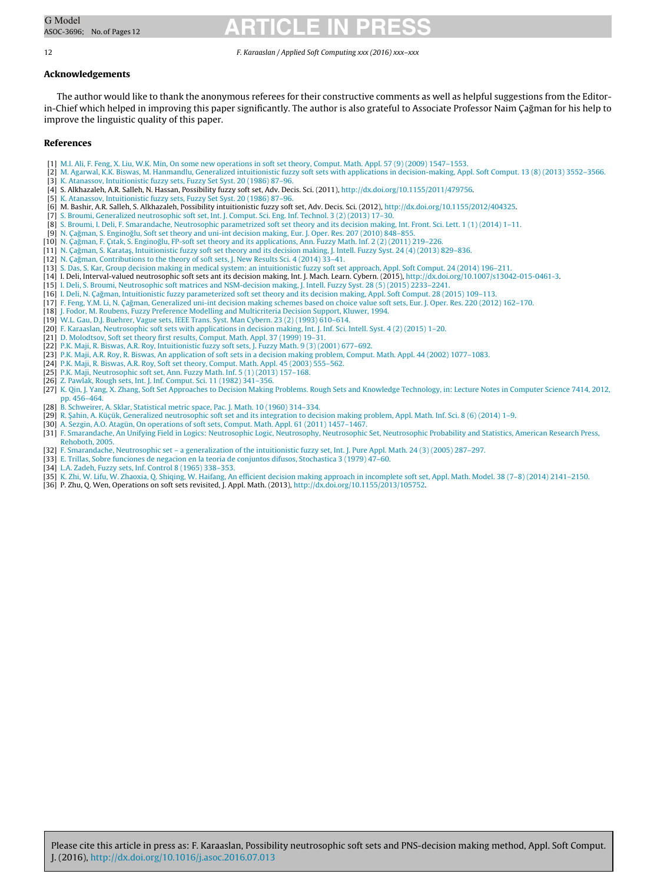## Acknowledgements

The author would like to thank the anonymous referees for their constructive comments as well as helpful suggestions from the Editor-in-Chief which helped in improving this paper significantly. The author is also grateful to Associate Professor Naim Çağman for his help to improve the linguistic quality of this paper.

## References

[1] M.I. Ali, F. Feng, X. Liu, W.K. Min, On some new operations in soft set theory, Comput. Math. Appl. 57 (9) (2009) 1547–1553.
[2] M. Agarwal, K.K. Biswas, M. Hanmandlu, Generalized intuitionistic fuzzy soft sets with applications in decision-making, Appl. Soft Comput. 13 (8) (2013) 3552–3566.
[3] K. Atanassov, Intuitionistic fuzzy sets, Fuzzy Set Syst. 20 (1986) 87–96.
[4] S. Alkhazaleh, A.R. Salleh, N. Hassan, Possibility fuzzy soft set, Adv. Decis. Sci. (2011), http://dx.doi.org/10.1155/2011/479756.
[5] K. Atanassov, Intuitionistic fuzzy sets, Fuzzy Set Syst. 20 (1986) 87–96.
[6] M. Bashir, A.R. Salleh, S. Alkhazaleh, Possibility intuitionistic fuzzy soft set, Adv. Decis. Sci. (2012), http://dx.doi.org/10.1155/2012/404325.
[7] S. Broumi, Generalized neutrosophic soft set, Int. J. Comput. Sci. Eng. Inf. Technol. 3 (2) (2013) 17–30.
[8] S. Broumi, I. Deli, F. Smarandache, Neutrosophic parametrized soft set theory and its decision making, Int. Front. Sci. Lett. 1 (1) (2014) 1–11.
[9] N. Çağman, S. Enginoğlu, Soft set theory and uni-int decision making, Eur. J. Oper. Res. 207 (2010) 848–855.
[10] N. Çağman, F. Çıtak, S. Enginoğlu, FP-soft set theory and its applications, Ann. Fuzzy Math. Inf. 2 (2) (2011) 219–226.
[11] N. Çağman, S. Karataş, Intuitionistic fuzzy soft set theory and its decision making, J. Intell. Fuzzy Syst. 24 (4) (2013) 829–836.
[12] N. Çağman, Contributions to the theory of soft sets, J. New Results Sci. 4 (2014) 33–41.
[13] S. Das, S. Kar, Group decision making in medical system: an intuitionistic fuzzy soft set approach, Appl. Soft Comput. 24 (2014) 196–211.
[14] I. Deli, Interval-valued neutrosophic soft sets ant its decision making, Int. J. Mach. Learn. Cybern. (2015), http://dx.doi.org/10.1007/s13042-015-0461-3.
[15] I. Deli, S. Broumi, Neutrosophic soft matrices and NSM-decision making, J. Intell. Fuzzy Syst. 28 (5) (2015) 2233–2241.
[16] I. Deli, N. Çağman, Intuitionistic fuzzy parameterized soft set theory and its decision making, Appl. Soft Comput. 28 (2015) 109–113.
[17] F. Feng, Y.M. Li, N. Çağman, Generalized uni-int decision making schemes based on choice value soft sets, Eur. J. Oper. Res. 220 (2012) 162–170.
[18] J. Fodor, M. Roubens, Fuzzy Preference Modelling and Multicriteria Decision Support, Kluwer, 1994.
[19] W.L. Gau, D.J. Buehrer, Vague sets, IEEE Trans. Syst. Man Cybern. 23 (2) (1993) 610–614.
[20] F. Karaaslan, Neutrosophic soft sets with applications in decision making, Int. J. Inf. Sci. Intell. Syst. 4 (2) (2015) 1–20.
[21] D. Molodtsov, Soft set theory first results, Comput. Math. Appl. 37 (1999) 19–31.
[22] P.K. Maji, R. Biswas, A.R. Roy, Intuitionistic fuzzy soft sets, J. Fuzzy Math. 9 (3) (2001) 677–692.
[23] P.K. Maji, A.R. Roy, R. Biswas, An application of soft sets in a decision making problem, Comput. Math. Appl. 44 (2002) 1077–1083.
[24] P.K. Maji, R. Biswas, A.R. Roy, Soft set theory, Comput. Math. Appl. 45 (2003) 555–562.
[25] P.K. Maji, Neutrosophic soft set, Ann. Fuzzy Math. Inf. 5 (1) (2013) 157–168.
[26] Z. Pawlak, Rough sets, Int. J. Inf. Comput. Sci. 11 (1982) 341–356.
[27] K. Qin, J. Yang, X. Zhang, Soft Set Approaches to Decision Making Problems. Rough Sets and Knowledge Technology, in: Lecture Notes in Computer Science 7414, 2012, pp. 456–464.
[28] B. Schweirer, A. Sklar, Statistical metric space, Pac. J. Math. 10 (1960) 314–334.
[29] R. Şahin, A. Küçük, Generalized neutrosophic soft set and its integration to decision making problem, Appl. Math. Inf. Sci. 8 (6) (2014) 1–9.
[30] A. Sezgin, A.O. Atagün, On operations of soft sets, Comput. Math. Appl. 61 (2011) 1457–1467.
[31] F. Smarandache, An Unifying Field in Logics: Neutrosophic Logic, Neutrosophy, Neutrosophic Set, Neutrosophic Probability and Statistics, American Research Press, Rehoboth, 2005.
[32] F. Smarandache, Neutrosophic set – a generalization of the intuitionistic fuzzy set, Int. J. Pure Appl. Math. 24 (3) (2005) 287–297.
[33] E. Trillas, Sobre funciones de negacion en la teoria de conjuntos difusos, Stochastica 3 (1979) 47–60.
[34] L.A. Zadeh, Fuzzy sets, Inf. Control 8 (1965) 338–353.
[35] K. Zhi, W. Lifu, W. Zhaoxia, Q. Shiqing, W. Haifang, An efficient decision making approach in incomplete soft set, Appl. Math. Model. 38 (7–8) (2014) 2141–2150.
[36] P. Zhu, Q. Wen, Operations on soft sets revisited, J. Appl. Math. (2013), http://dx.doi.org/10.1155/2013/105752.